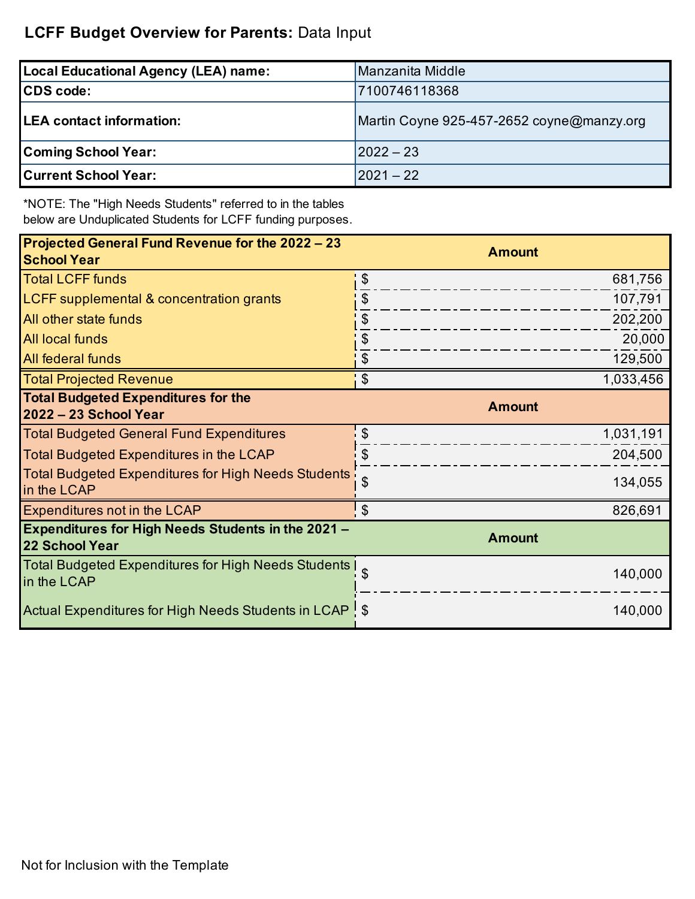**LCFF Budget Overview for Parents:** Data Input

| Local Educational Agency (LEA) name: | Manzanita Middle |
|---|---|
| CDS code: | 7100746118368 |
| LEA contact information: | Martin Coyne 925-457-2652 coyne@manzy.org |
| Coming School Year: | 2022 – 23 |
| Current School Year: | 2021 – 22 |

*NOTE: The "High Needs Students" referred to in the tables below are Unduplicated Students for LCFF funding purposes.

| Projected General Fund Revenue for the 2022 – 23 School Year | Amount |
|---|---|
| Total LCFF funds | $ 681,756 |
| LCFF supplemental & concentration grants | $ 107,791 |
| All other state funds | $ 202,200 |
| All local funds | $ 20,000 |
| All federal funds | $ 129,500 |
| Total Projected Revenue | $ 1,033,456 |
| **Total Budgeted Expenditures for the 2022 – 23 School Year** | **Amount** |
| Total Budgeted General Fund Expenditures | $ 1,031,191 |
| Total Budgeted Expenditures in the LCAP | $ 204,500 |
| Total Budgeted Expenditures for High Needs Students in the LCAP | $ 134,055 |
| Expenditures not in the LCAP | $ 826,691 |
| **Expenditures for High Needs Students in the 2021 – 22 School Year** | **Amount** |
| Total Budgeted Expenditures for High Needs Students in the LCAP | $ 140,000 |
| Actual Expenditures for High Needs Students in LCAP | $ 140,000 |

Not for Inclusion with the Template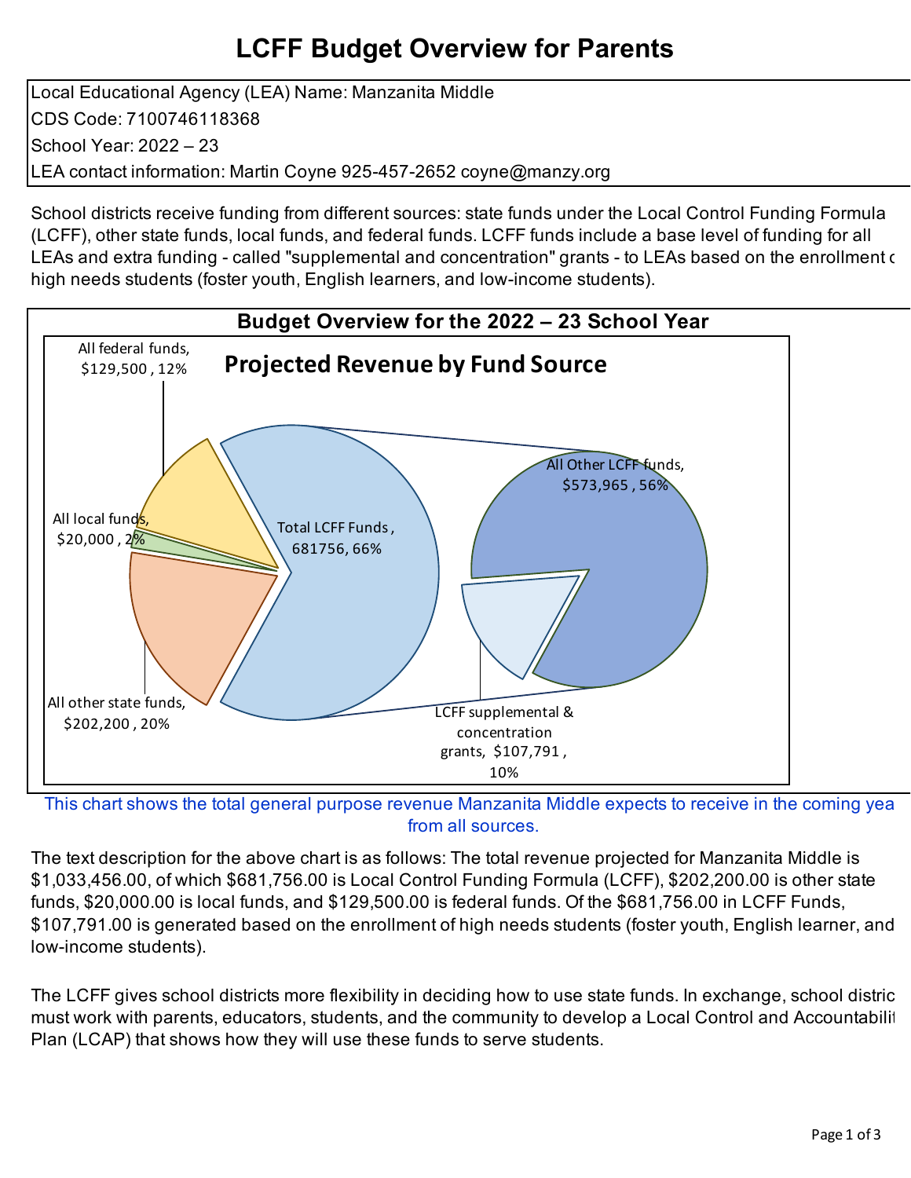# LCFF Budget Overview for Parents

Local Educational Agency (LEA) Name: Manzanita Middle
CDS Code: 7100746118368
School Year: 2022 – 23
LEA contact information: Martin Coyne 925-457-2652 coyne@manzy.org

School districts receive funding from different sources: state funds under the Local Control Funding Formula (LCFF), other state funds, local funds, and federal funds. LCFF funds include a base level of funding for all LEAs and extra funding - called "supplemental and concentration" grants - to LEAs based on the enrollment of high needs students (foster youth, English learners, and low-income students).

## Budget Overview for the 2022 – 23 School Year

**Projected Revenue by Fund Source**

- All federal funds, $129,500 , 12%
- All local funds, $20,000 , 2%
- All other state funds, $202,200 , 20%
- Total LCFF Funds , 681756, 66%
  - All Other LCFF funds, $573,965 , 56%
  - LCFF supplemental & concentration grants, $107,791 , 10%

This chart shows the total general purpose revenue Manzanita Middle expects to receive in the coming year from all sources.

The text description for the above chart is as follows: The total revenue projected for Manzanita Middle is $1,033,456.00, of which $681,756.00 is Local Control Funding Formula (LCFF), $202,200.00 is other state funds, $20,000.00 is local funds, and $129,500.00 is federal funds. Of the $681,756.00 in LCFF Funds, $107,791.00 is generated based on the enrollment of high needs students (foster youth, English learner, and low-income students).

The LCFF gives school districts more flexibility in deciding how to use state funds. In exchange, school districts must work with parents, educators, students, and the community to develop a Local Control and Accountability Plan (LCAP) that shows how they will use these funds to serve students.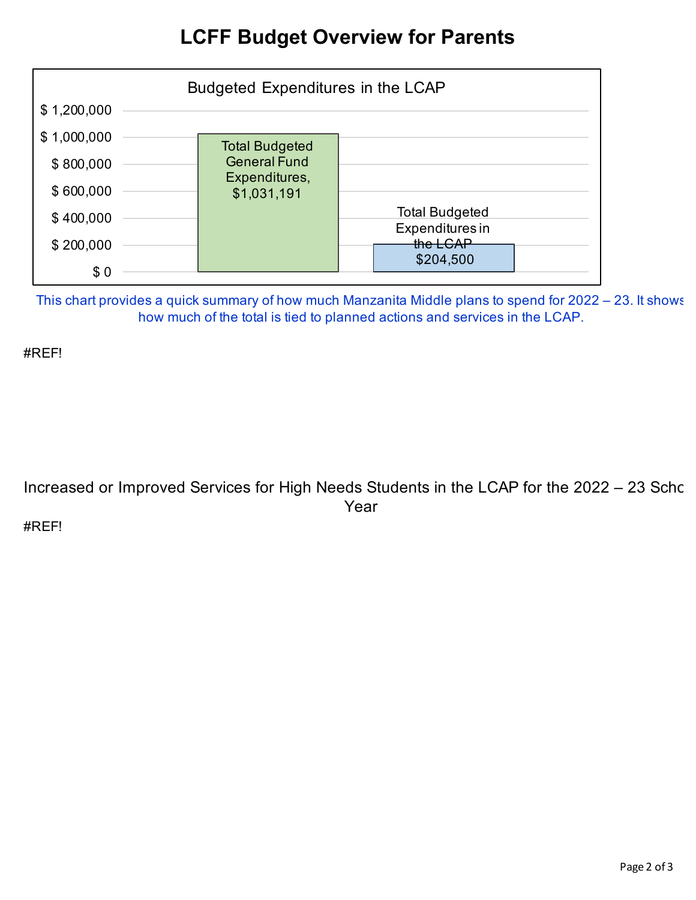# LCFF Budget Overview for Parents

Budgeted Expenditures in the LCAP

| | Amount |
|---|---|
| Total Budgeted General Fund Expenditures | $1,031,191 |
| Total Budgeted Expenditures in the LCAP | $204,500 |

This chart provides a quick summary of how much Manzanita Middle plans to spend for 2022 – 23. It shows how much of the total is tied to planned actions and services in the LCAP.

#REF!

Increased or Improved Services for High Needs Students in the LCAP for the 2022 – 23 School Year

#REF!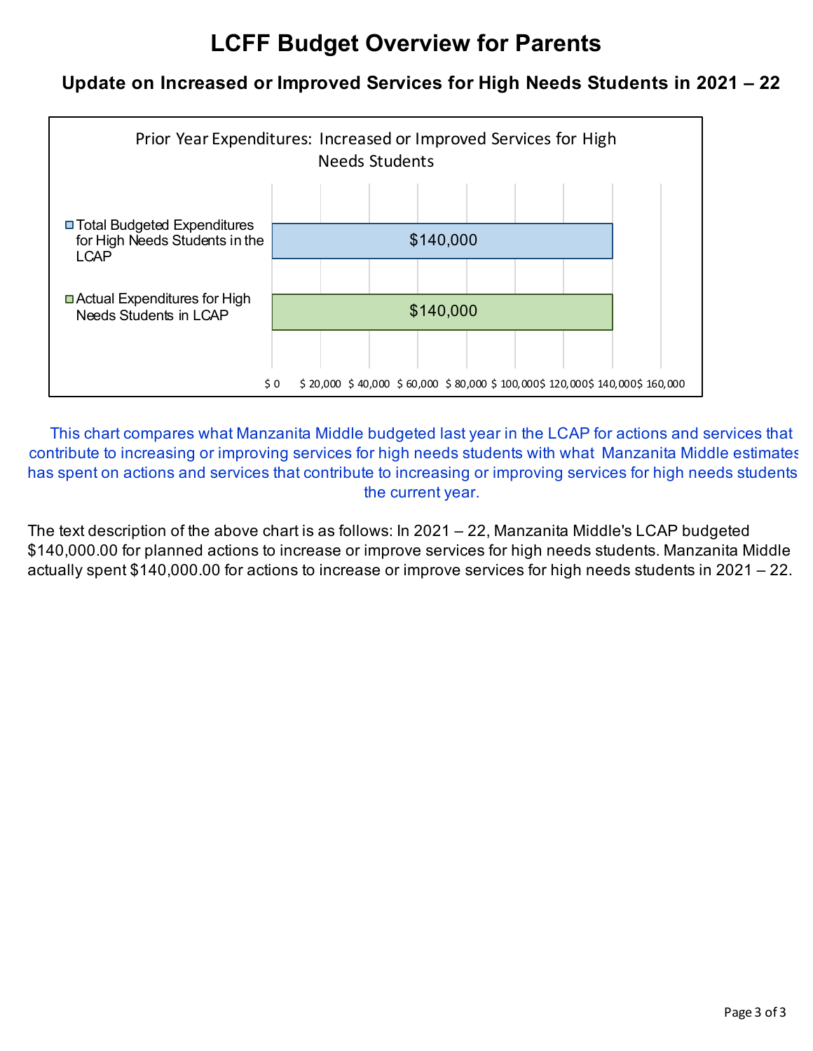# LCFF Budget Overview for Parents

## Update on Increased or Improved Services for High Needs Students in 2021 – 22

Prior Year Expenditures: Increased or Improved Services for High Needs Students

Total Budgeted Expenditures for High Needs Students in the LCAP

$140,000

Actual Expenditures for High Needs Students in LCAP

$140,000

$ 0 $ 20,000 $ 40,000 $ 60,000 $ 80,000 $ 100,000 $ 120,000 $ 140,000 $ 160,000

This chart compares what Manzanita Middle budgeted last year in the LCAP for actions and services that contribute to increasing or improving services for high needs students with what Manzanita Middle estimates has spent on actions and services that contribute to increasing or improving services for high needs students the current year.

The text description of the above chart is as follows: In 2021 – 22, Manzanita Middle's LCAP budgeted $140,000.00 for planned actions to increase or improve services for high needs students. Manzanita Middle actually spent $140,000.00 for actions to increase or improve services for high needs students in 2021 – 22.